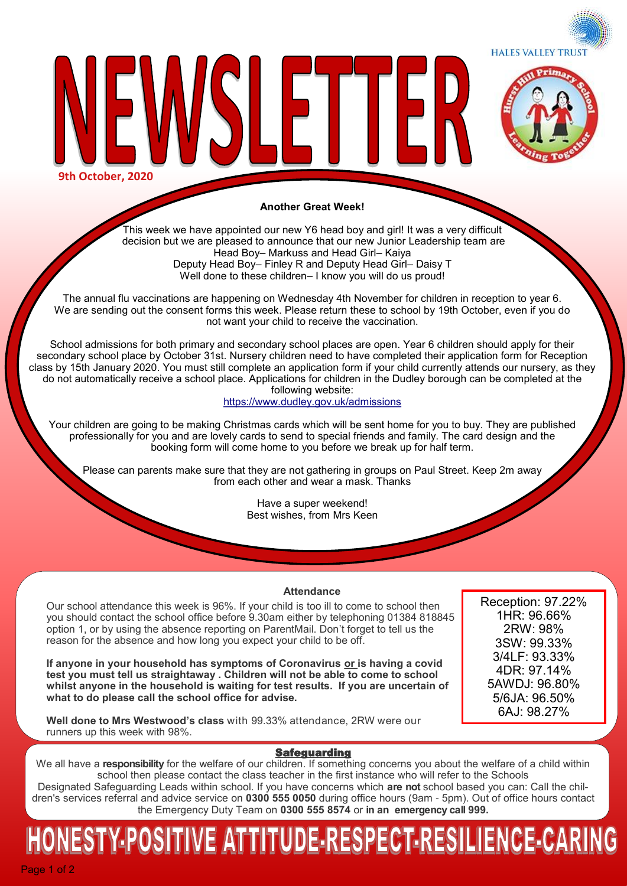# NEWSLETTER

HALES VALLEY TRUST

9th October, 2020

**Another Great Week!**

This week we have appointed our new Y6 head boy and girl! It was a very difficult decision but we are pleased to announce that our new Junior Leadership team are
Head Boy– Markuss and Head Girl– Kaiya
Deputy Head Boy– Finley R and Deputy Head Girl– Daisy T
Well done to these children– I know you will do us proud!

The annual flu vaccinations are happening on Wednesday 4th November for children in reception to year 6. We are sending out the consent forms this week. Please return these to school by 19th October, even if you do not want your child to receive the vaccination.

School admissions for both primary and secondary school places are open. Year 6 children should apply for their secondary school place by October 31st. Nursery children need to have completed their application form for Reception class by 15th January 2020. You must still complete an application form if your child currently attends our nursery, as they do not automatically receive a school place. Applications for children in the Dudley borough can be completed at the following website:
https://www.dudley.gov.uk/admissions

Your children are going to be making Christmas cards which will be sent home for you to buy. They are published professionally for you and are lovely cards to send to special friends and family. The card design and the booking form will come home to you before we break up for half term.

Please can parents make sure that they are not gathering in groups on Paul Street. Keep 2m away from each other and wear a mask. Thanks

Have a super weekend!
Best wishes, from Mrs Keen

## Attendance

Our school attendance this week is 96%. If your child is too ill to come to school then you should contact the school office before 9.30am either by telephoning 01384 818845 option 1, or by using the absence reporting on ParentMail. Don't forget to tell us the reason for the absence and how long you expect your child to be off.

**If anyone in your household has symptoms of Coronavirus or is having a covid test you must tell us straightaway . Children will not be able to come to school whilst anyone in the household is waiting for test results. If you are uncertain of what to do please call the school office for advise.**

**Well done to Mrs Westwood's class** with 99.33% attendance, 2RW were our runners up this week with 98%.

Reception: 97.22%
1HR: 96.66%
2RW: 98%
3SW: 99.33%
3/4LF: 93.33%
4DR: 97.14%
5AWDJ: 96.80%
5/6JA: 96.50%
6AJ: 98.27%

## Safeguarding

We all have a **responsibility** for the welfare of our children. If something concerns you about the welfare of a child within school then please contact the class teacher in the first instance who will refer to the Schools Designated Safeguarding Leads within school. If you have concerns which **are not** school based you can: Call the children's services referral and advice service on **0300 555 0050** during office hours (9am - 5pm). Out of office hours contact the Emergency Duty Team on **0300 555 8574** or **in an emergency call 999.**

**HONESTY-POSITIVE ATTITUDE-RESPECT-RESILIENCE-CARING**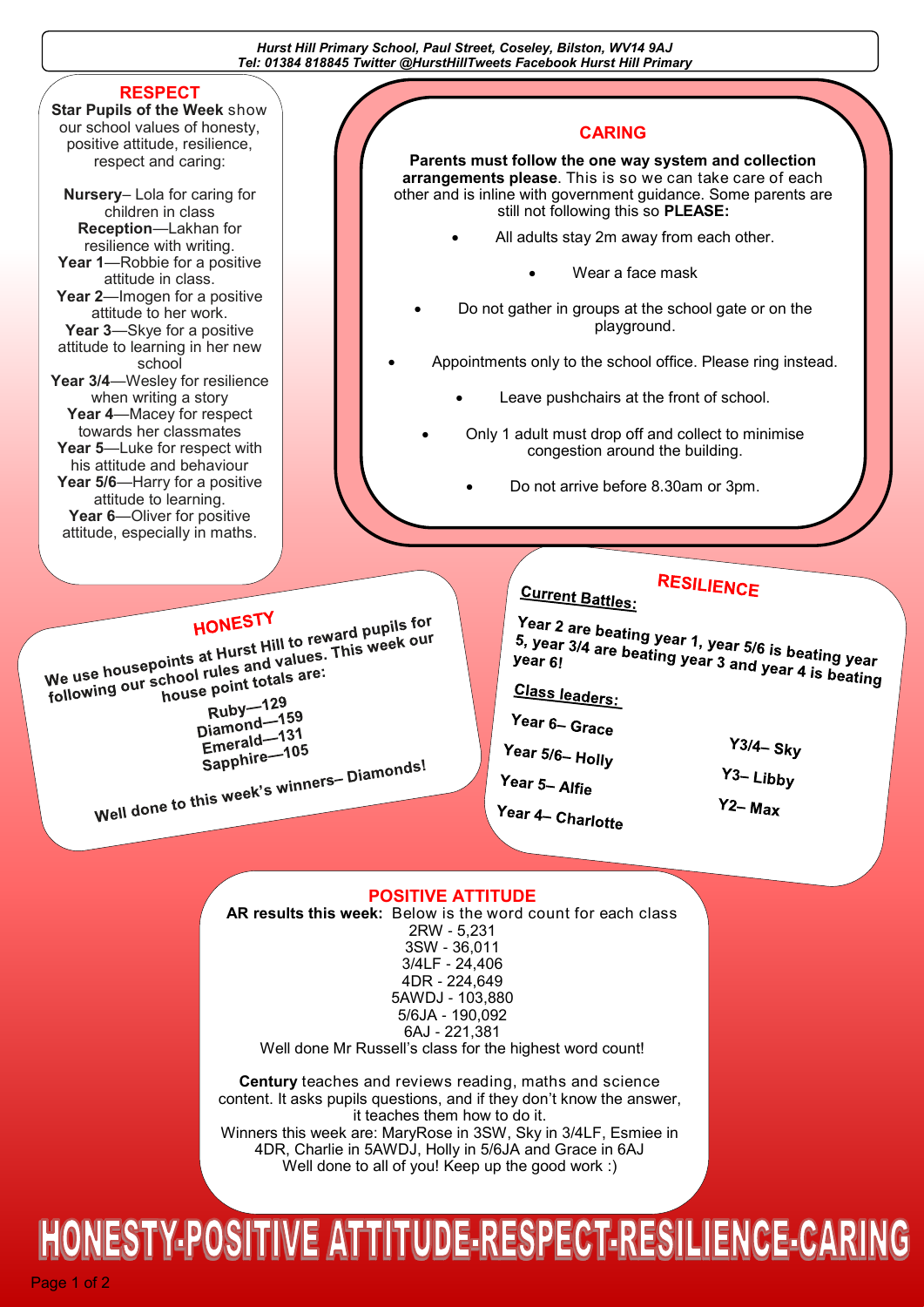Hurst Hill Primary School, Paul Street, Coseley, Bilston, WV14 9AJ
Tel: 01384 818845 Twitter @HurstHillTweets Facebook Hurst Hill Primary

## RESPECT

**Star Pupils of the Week** show our school values of honesty, positive attitude, resilience, respect and caring:

**Nursery**– Lola for caring for children in class
**Reception**—Lakhan for resilience with writing.
**Year 1**—Robbie for a positive attitude in class.
**Year 2**—Imogen for a positive attitude to her work.
**Year 3**—Skye for a positive attitude to learning in her new school
**Year 3/4**—Wesley for resilience when writing a story
**Year 4**—Macey for respect towards her classmates
**Year 5**—Luke for respect with his attitude and behaviour
**Year 5/6**—Harry for a positive attitude to learning.
**Year 6**—Oliver for positive attitude, especially in maths.

## CARING

**Parents must follow the one way system and collection arrangements please**. This is so we can take care of each other and is inline with government guidance. Some parents are still not following this so **PLEASE:**

- All adults stay 2m away from each other.
- Wear a face mask
- Do not gather in groups at the school gate or on the playground.
- Appointments only to the school office. Please ring instead.
- Leave pushchairs at the front of school.
- Only 1 adult must drop off and collect to minimise congestion around the building.
- Do not arrive before 8.30am or 3pm.

## HONESTY

We use housepoints at Hurst Hill to reward pupils for following our school rules and values. This week our house point totals are:

Ruby—129
Diamond—159
Emerald—131
Sapphire—105

Well done to this week's winners– Diamonds!

## RESILIENCE

**Current Battles:**

**Year 2 are beating year 1, year 5/6 is beating year 5, year 3/4 are beating year 3 and year 4 is beating year 6!**

**Class leaders:**

Year 6– Grace
Year 5/6– Holly
Year 5– Alfie
Year 4– Charlotte
Y3/4– Sky
Y3– Libby
Y2– Max

## POSITIVE ATTITUDE

**AR results this week:** Below is the word count for each class

2RW - 5,231
3SW - 36,011
3/4LF - 24,406
4DR - 224,649
5AWDJ - 103,880
5/6JA - 190,092
6AJ - 221,381

Well done Mr Russell's class for the highest word count!

**Century** teaches and reviews reading, maths and science content. It asks pupils questions, and if they don't know the answer, it teaches them how to do it.
Winners this week are: MaryRose in 3SW, Sky in 3/4LF, Esmiee in 4DR, Charlie in 5AWDJ, Holly in 5/6JA and Grace in 6AJ
Well done to all of you! Keep up the good work :)

# HONESTY-POSITIVE ATTITUDE-RESPECT-RESILIENCE-CARING